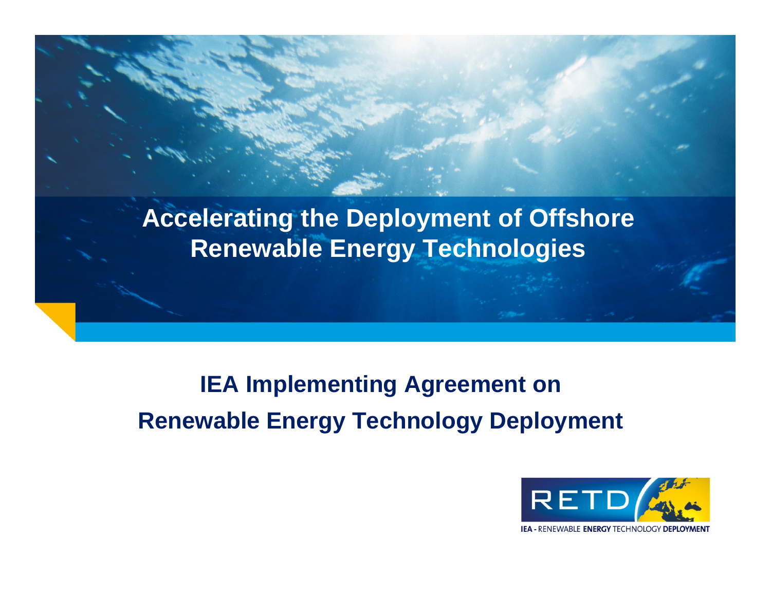# Accelerating the Deployment of Offshore Renewable Energy Technologies

## IEA Implementing Agreement on Renewable Energy Technology Deployment

RETD

IEA - RENEWABLE ENERGY TECHNOLOGY DEPLOYMENT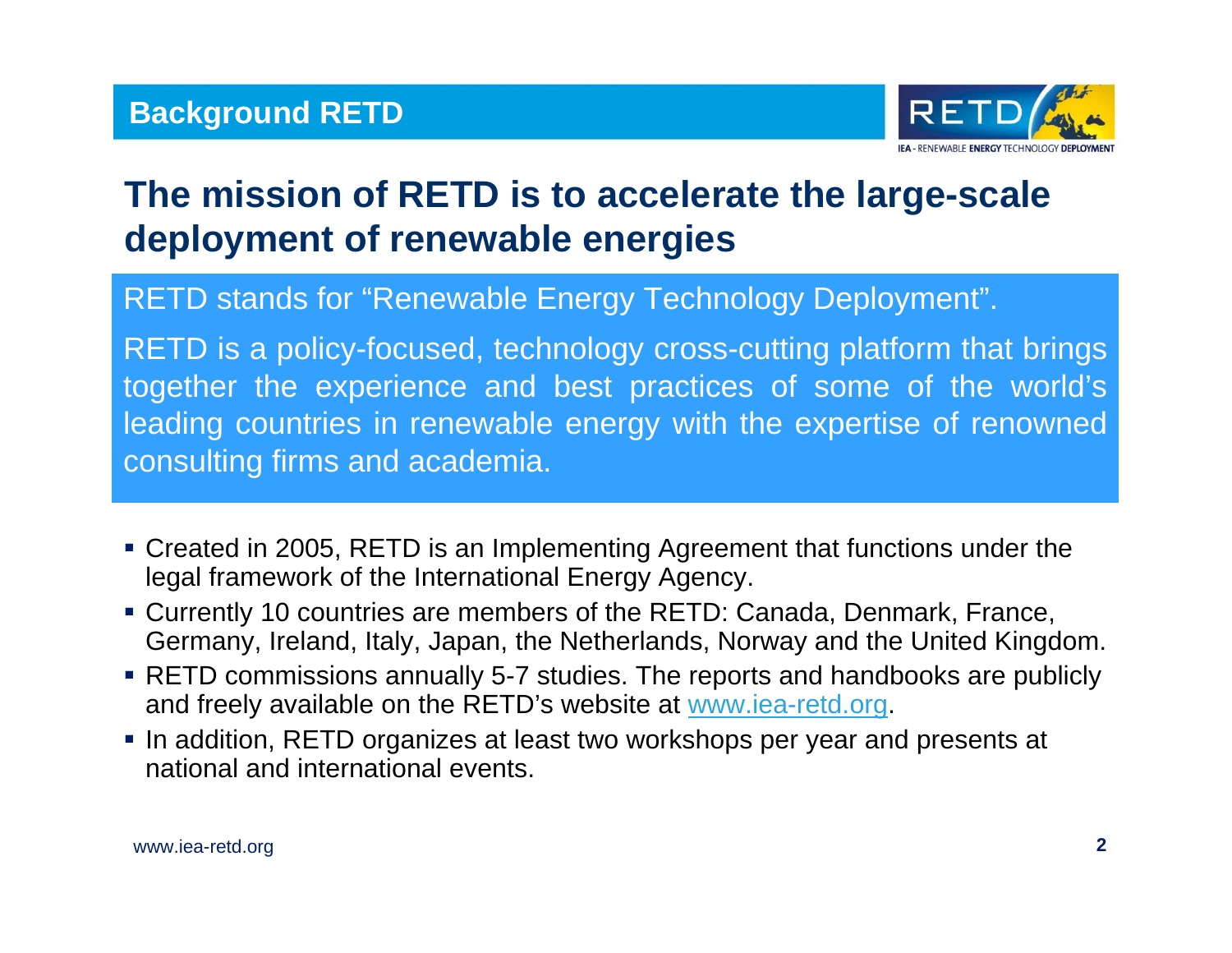## Background RETD

# The mission of RETD is to accelerate the large-scale deployment of renewable energies

RETD stands for “Renewable Energy Technology Deployment”.

RETD is a policy-focused, technology cross-cutting platform that brings together the experience and best practices of some of the world’s leading countries in renewable energy with the expertise of renowned consulting firms and academia.

- Created in 2005, RETD is an Implementing Agreement that functions under the legal framework of the International Energy Agency.
- Currently 10 countries are members of the RETD: Canada, Denmark, France, Germany, Ireland, Italy, Japan, the Netherlands, Norway and the United Kingdom.
- RETD commissions annually 5-7 studies. The reports and handbooks are publicly and freely available on the RETD’s website at [www.iea-retd.org](http://www.iea-retd.org).
- In addition, RETD organizes at least two workshops per year and presents at national and international events.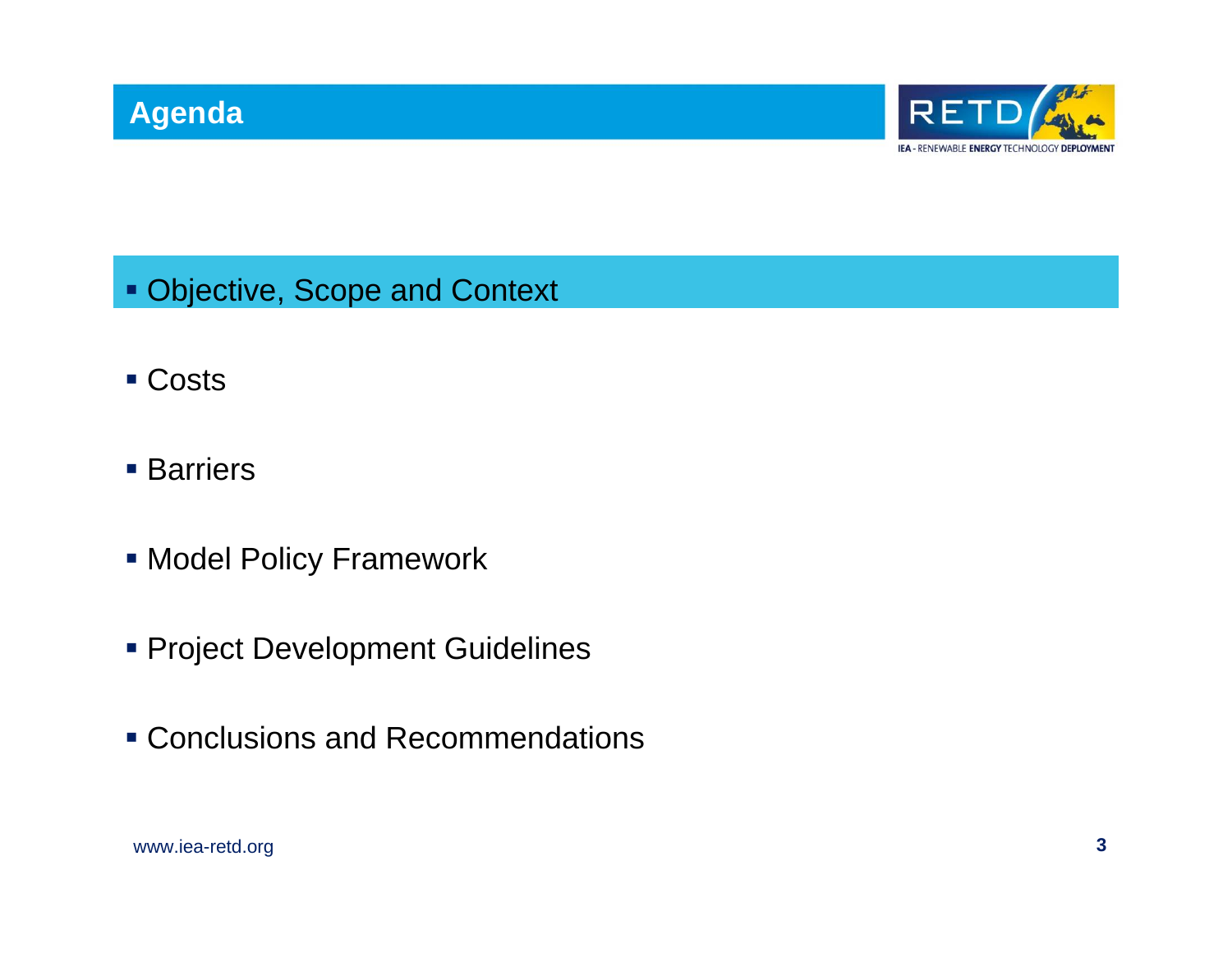# Agenda

- Objective, Scope and Context
- Costs
- Barriers
- Model Policy Framework
- Project Development Guidelines
- Conclusions and Recommendations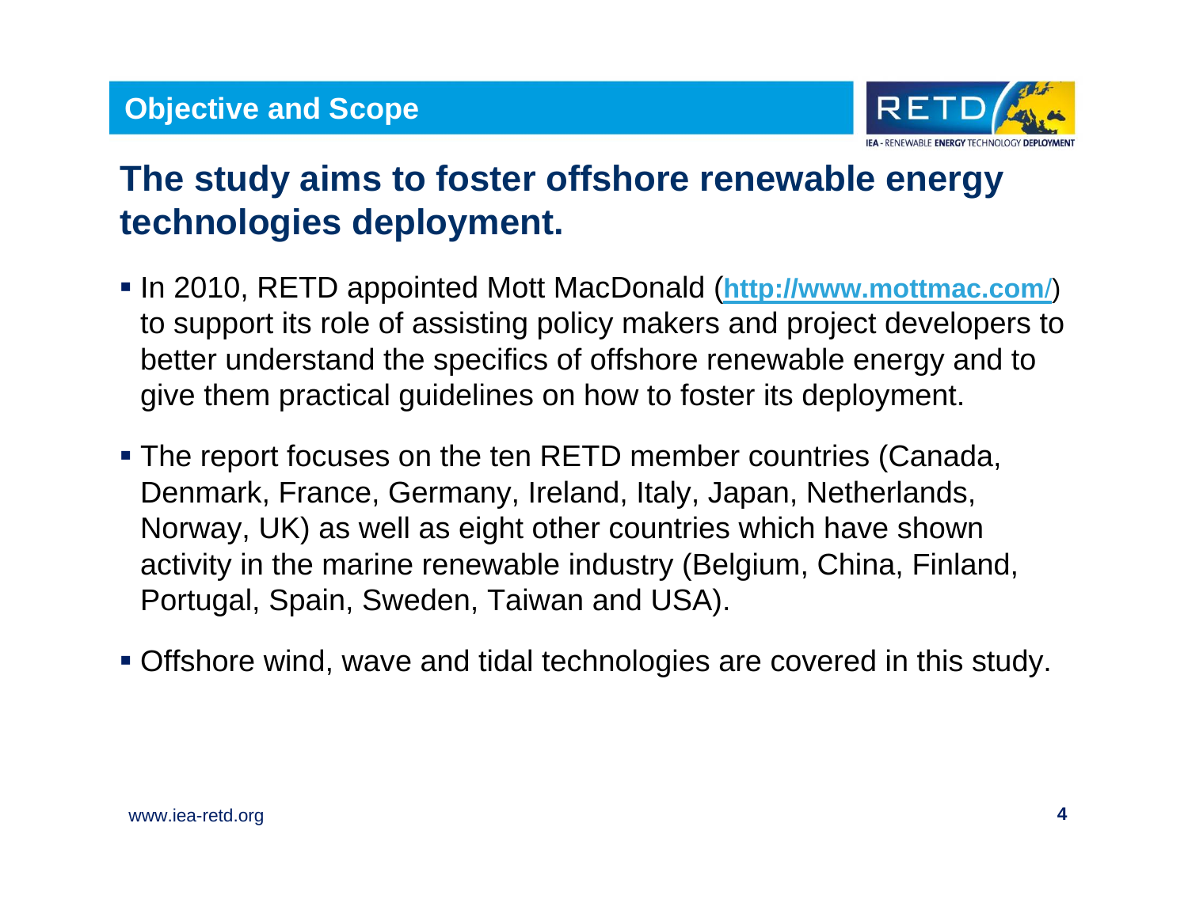## Objective and Scope

# The study aims to foster offshore renewable energy technologies deployment.

- In 2010, RETD appointed Mott MacDonald (**http://www.mottmac.com/**) to support its role of assisting policy makers and project developers to better understand the specifics of offshore renewable energy and to give them practical guidelines on how to foster its deployment.
- The report focuses on the ten RETD member countries (Canada, Denmark, France, Germany, Ireland, Italy, Japan, Netherlands, Norway, UK) as well as eight other countries which have shown activity in the marine renewable industry (Belgium, China, Finland, Portugal, Spain, Sweden, Taiwan and USA).
- Offshore wind, wave and tidal technologies are covered in this study.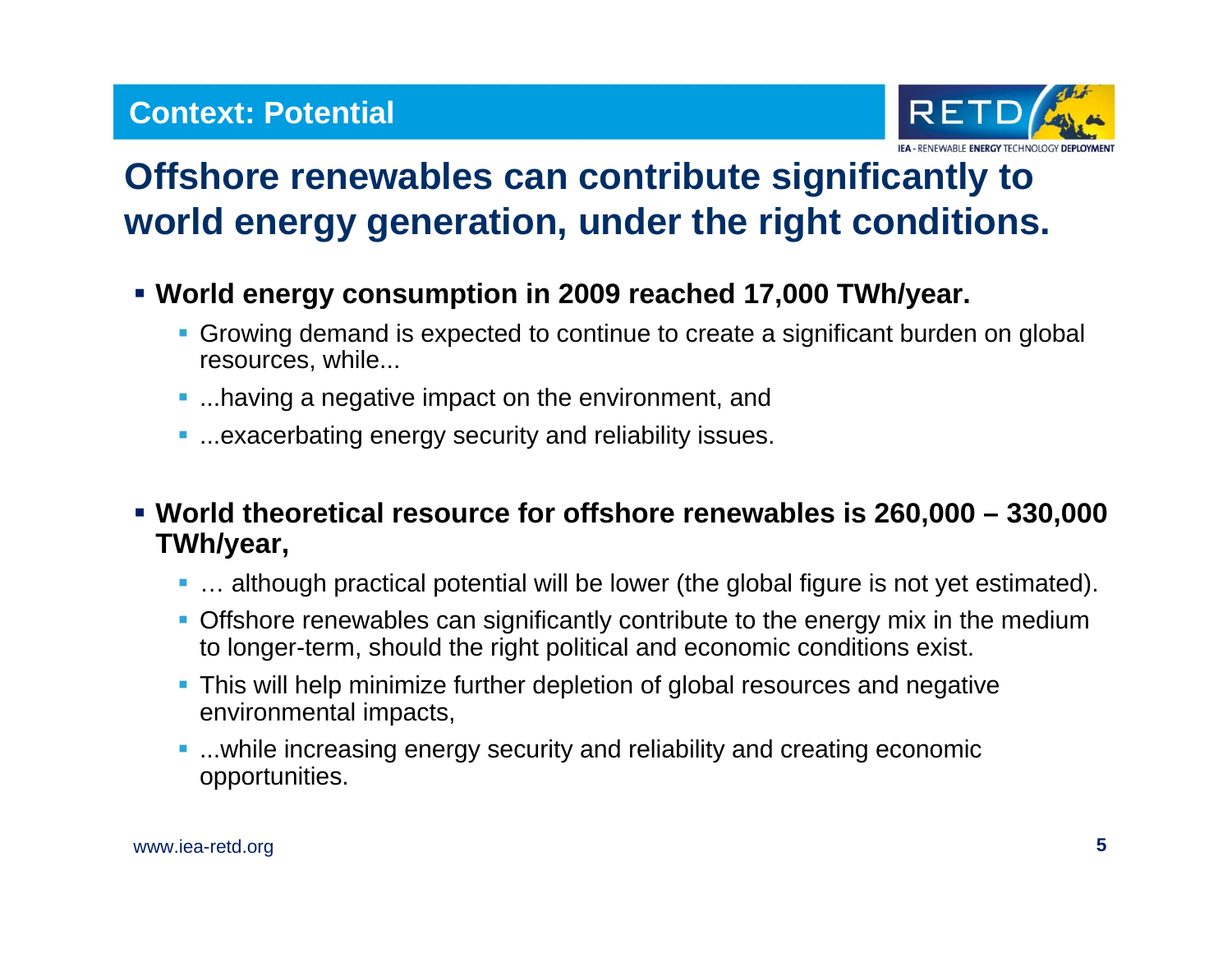## Context: Potential

# Offshore renewables can contribute significantly to world energy generation, under the right conditions.

- **World energy consumption in 2009 reached 17,000 TWh/year.**
  - Growing demand is expected to continue to create a significant burden on global resources, while...
  - ...having a negative impact on the environment, and
  - ...exacerbating energy security and reliability issues.

- **World theoretical resource for offshore renewables is 260,000 – 330,000 TWh/year,**
  - … although practical potential will be lower (the global figure is not yet estimated).
  - Offshore renewables can significantly contribute to the energy mix in the medium to longer-term, should the right political and economic conditions exist.
  - This will help minimize further depletion of global resources and negative environmental impacts,
  - ...while increasing energy security and reliability and creating economic opportunities.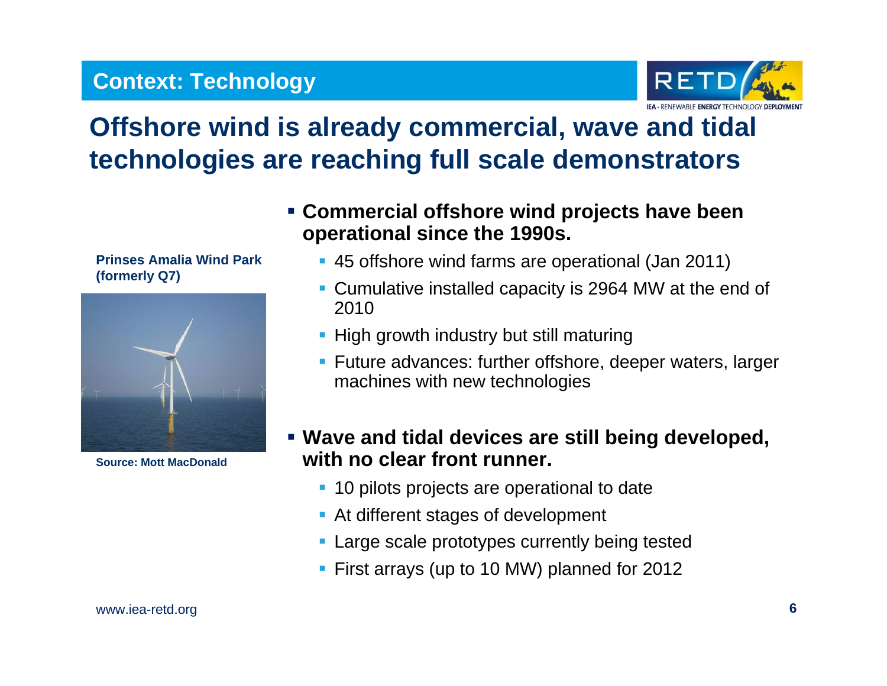## Context: Technology

# Offshore wind is already commercial, wave and tidal technologies are reaching full scale demonstrators

**Prinses Amalia Wind Park (formerly Q7)**

**Source: Mott MacDonald**

- **Commercial offshore wind projects have been operational since the 1990s.**
  - 45 offshore wind farms are operational (Jan 2011)
  - Cumulative installed capacity is 2964 MW at the end of 2010
  - High growth industry but still maturing
  - Future advances: further offshore, deeper waters, larger machines with new technologies

- **Wave and tidal devices are still being developed, with no clear front runner.**
  - 10 pilots projects are operational to date
  - At different stages of development
  - Large scale prototypes currently being tested
  - First arrays (up to 10 MW) planned for 2012

www.iea-retd.org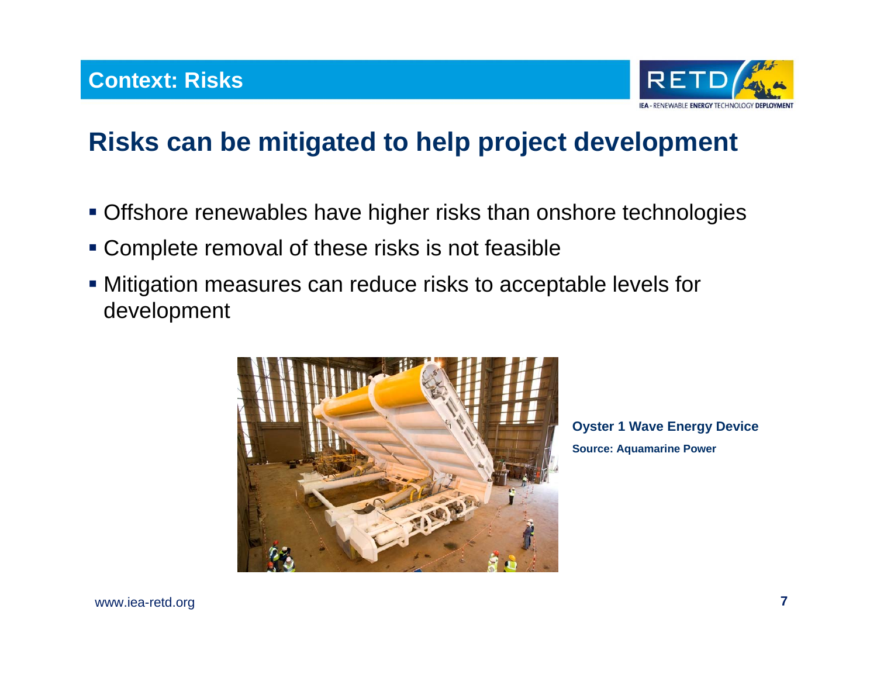## Context: Risks

# Risks can be mitigated to help project development

- Offshore renewables have higher risks than onshore technologies
- Complete removal of these risks is not feasible
- Mitigation measures can reduce risks to acceptable levels for development

**Oyster 1 Wave Energy Device**

**Source: Aquamarine Power**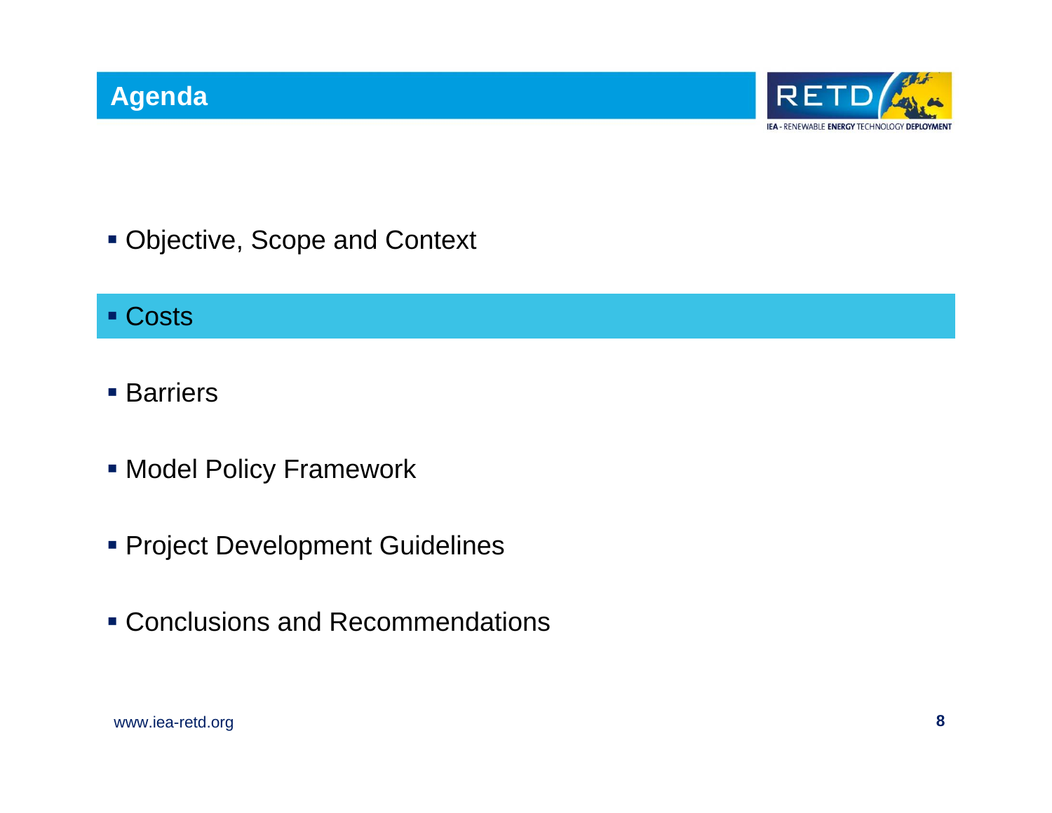# Agenda

- Objective, Scope and Context
- Costs
- Barriers
- Model Policy Framework
- Project Development Guidelines
- Conclusions and Recommendations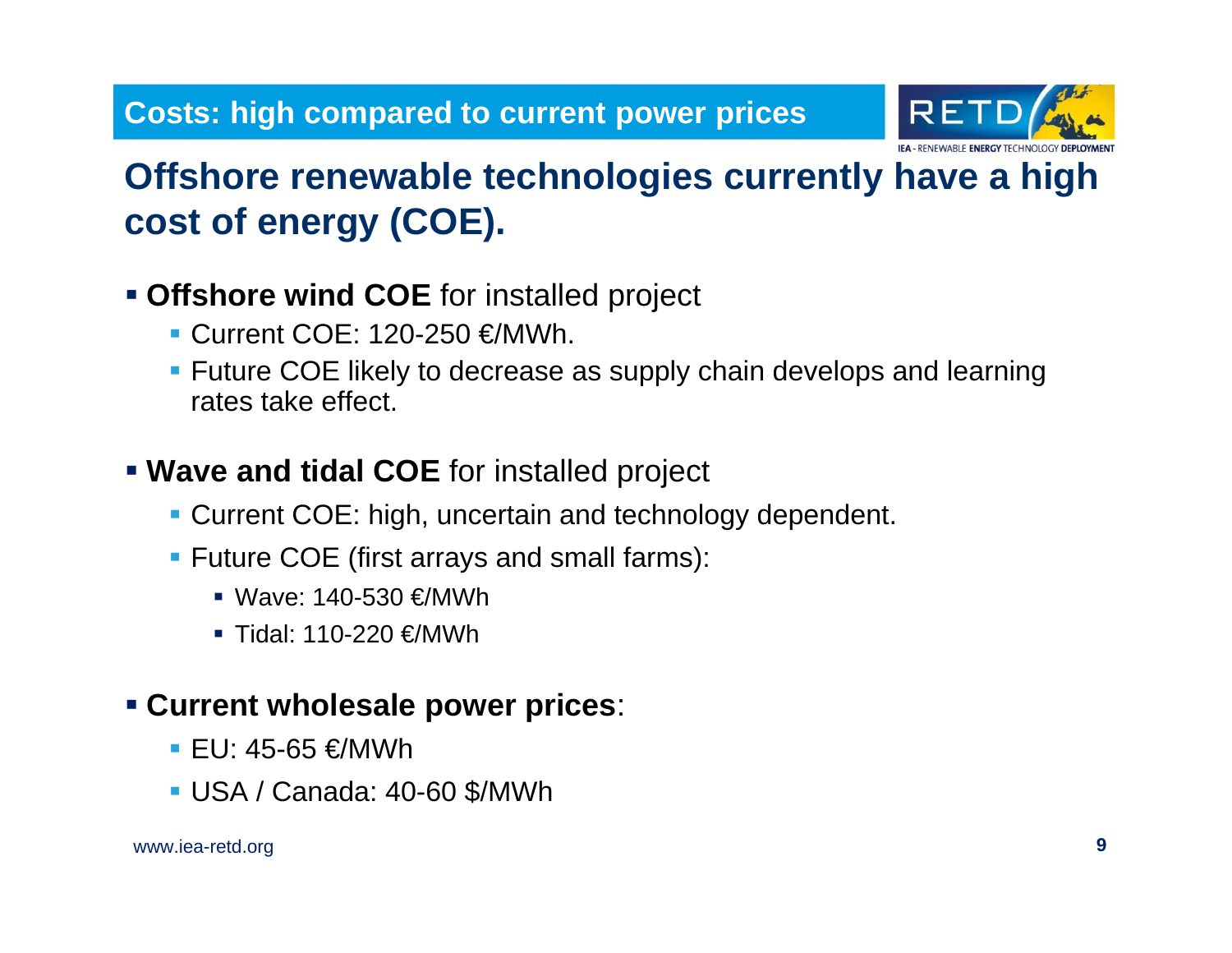## Costs: high compared to current power prices

# Offshore renewable technologies currently have a high cost of energy (COE).

- **Offshore wind COE** for installed project
  - Current COE: 120-250 €/MWh.
  - Future COE likely to decrease as supply chain develops and learning rates take effect.
- **Wave and tidal COE** for installed project
  - Current COE: high, uncertain and technology dependent.
  - Future COE (first arrays and small farms):
    - Wave: 140-530 €/MWh
    - Tidal: 110-220 €/MWh
- **Current wholesale power prices**:
  - EU: 45-65 €/MWh
  - USA / Canada: 40-60 $/MWh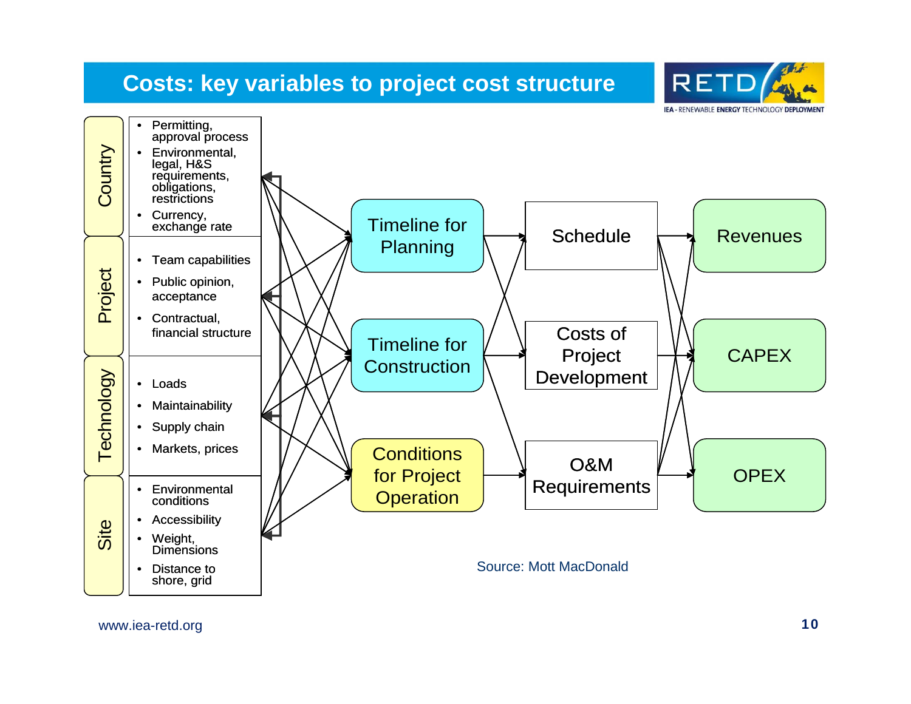# Costs: key variables to project cost structure

**Country**
- Permitting, approval process
- Environmental, legal, H&S requirements, obligations, restrictions
- Currency, exchange rate

**Project**
- Team capabilities
- Public opinion, acceptance
- Contractual, financial structure

**Technology**
- Loads
- Maintainability
- Supply chain
- Markets, prices

**Site**
- Environmental conditions
- Accessibility
- Weight, Dimensions
- Distance to shore, grid

Timeline for Planning

Timeline for Construction

Conditions for Project Operation

Schedule

Costs of Project Development

O&M Requirements

Revenues

CAPEX

OPEX

Source: Mott MacDonald

www.iea-retd.org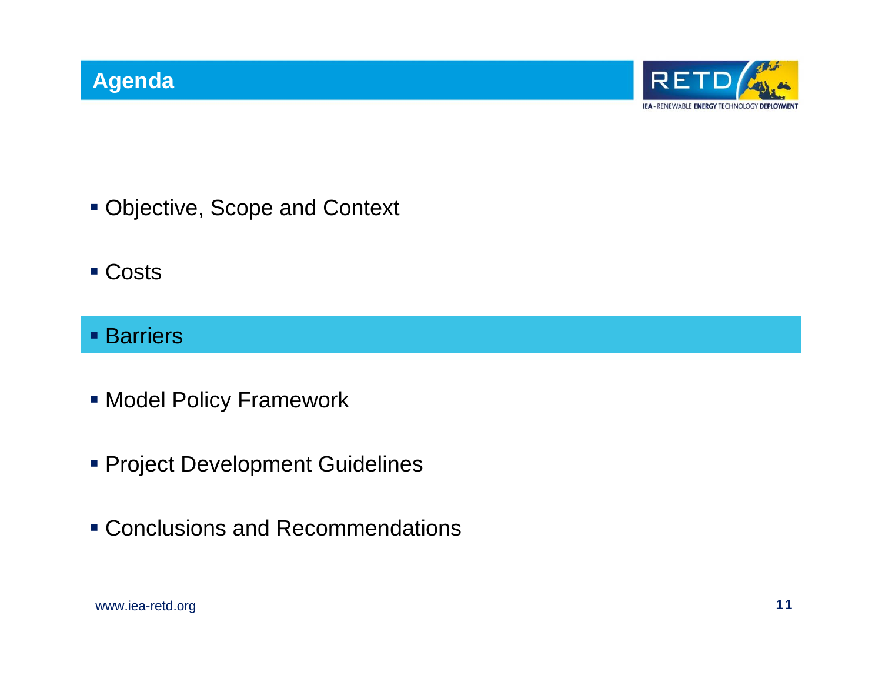# Agenda

- Objective, Scope and Context
- Costs
- Barriers
- Model Policy Framework
- Project Development Guidelines
- Conclusions and Recommendations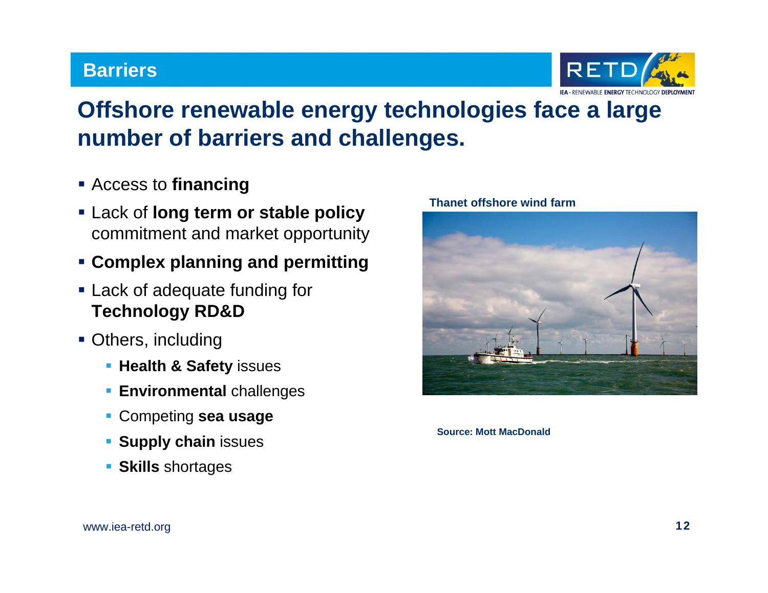## Barriers

# Offshore renewable energy technologies face a large number of barriers and challenges.

- Access to **financing**
- Lack of **long term or stable policy** commitment and market opportunity
- **Complex planning and permitting**
- Lack of adequate funding for **Technology RD&D**
- Others, including
  - **Health & Safety** issues
  - **Environmental** challenges
  - Competing **sea usage**
  - **Supply chain** issues
  - **Skills** shortages

**Thanet offshore wind farm**

**Source: Mott MacDonald**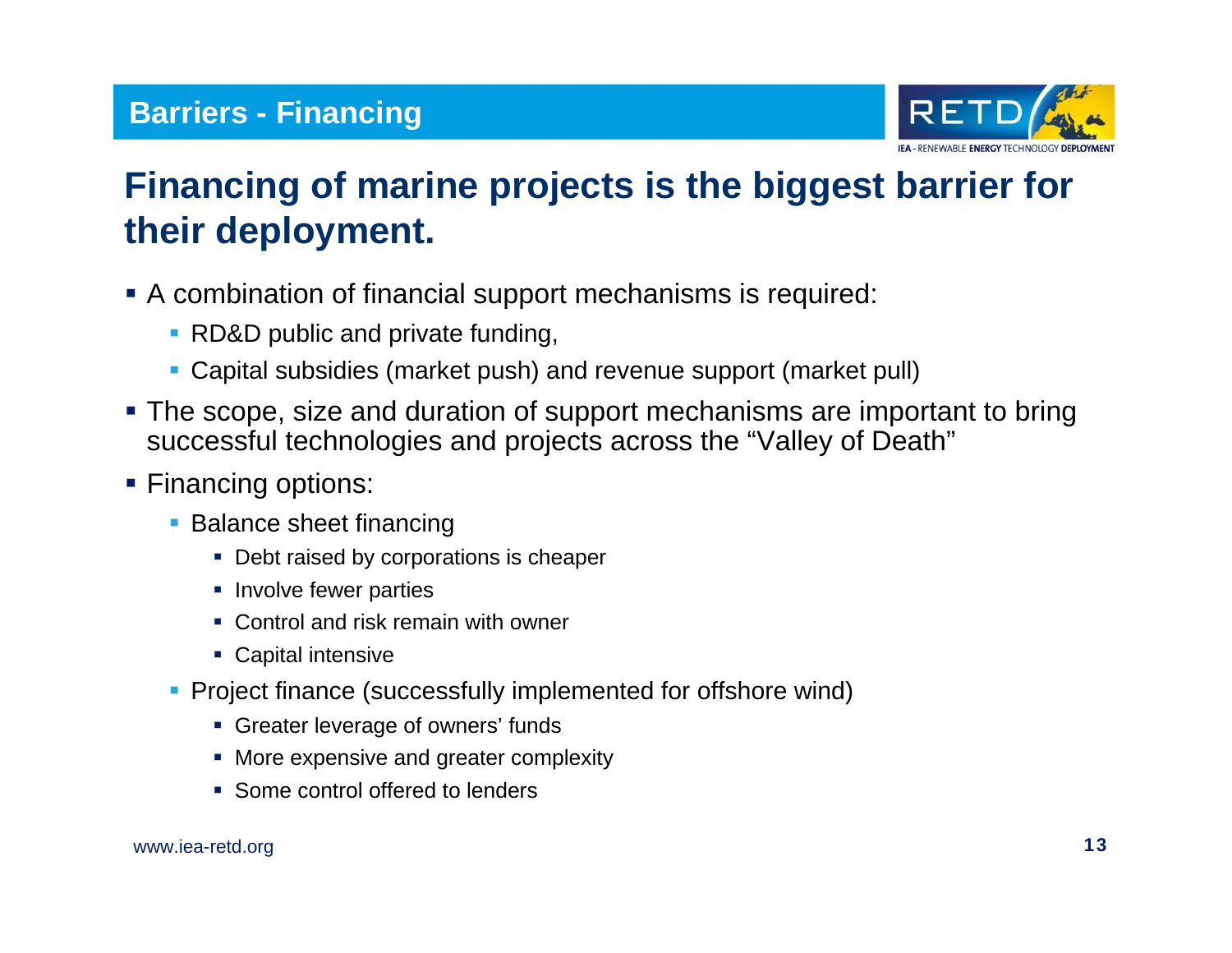## Barriers - Financing

# Financing of marine projects is the biggest barrier for their deployment.

- A combination of financial support mechanisms is required:
  - RD&D public and private funding,
  - Capital subsidies (market push) and revenue support (market pull)
- The scope, size and duration of support mechanisms are important to bring successful technologies and projects across the "Valley of Death"
- Financing options:
  - Balance sheet financing
    - Debt raised by corporations is cheaper
    - Involve fewer parties
    - Control and risk remain with owner
    - Capital intensive
  - Project finance (successfully implemented for offshore wind)
    - Greater leverage of owners' funds
    - More expensive and greater complexity
    - Some control offered to lenders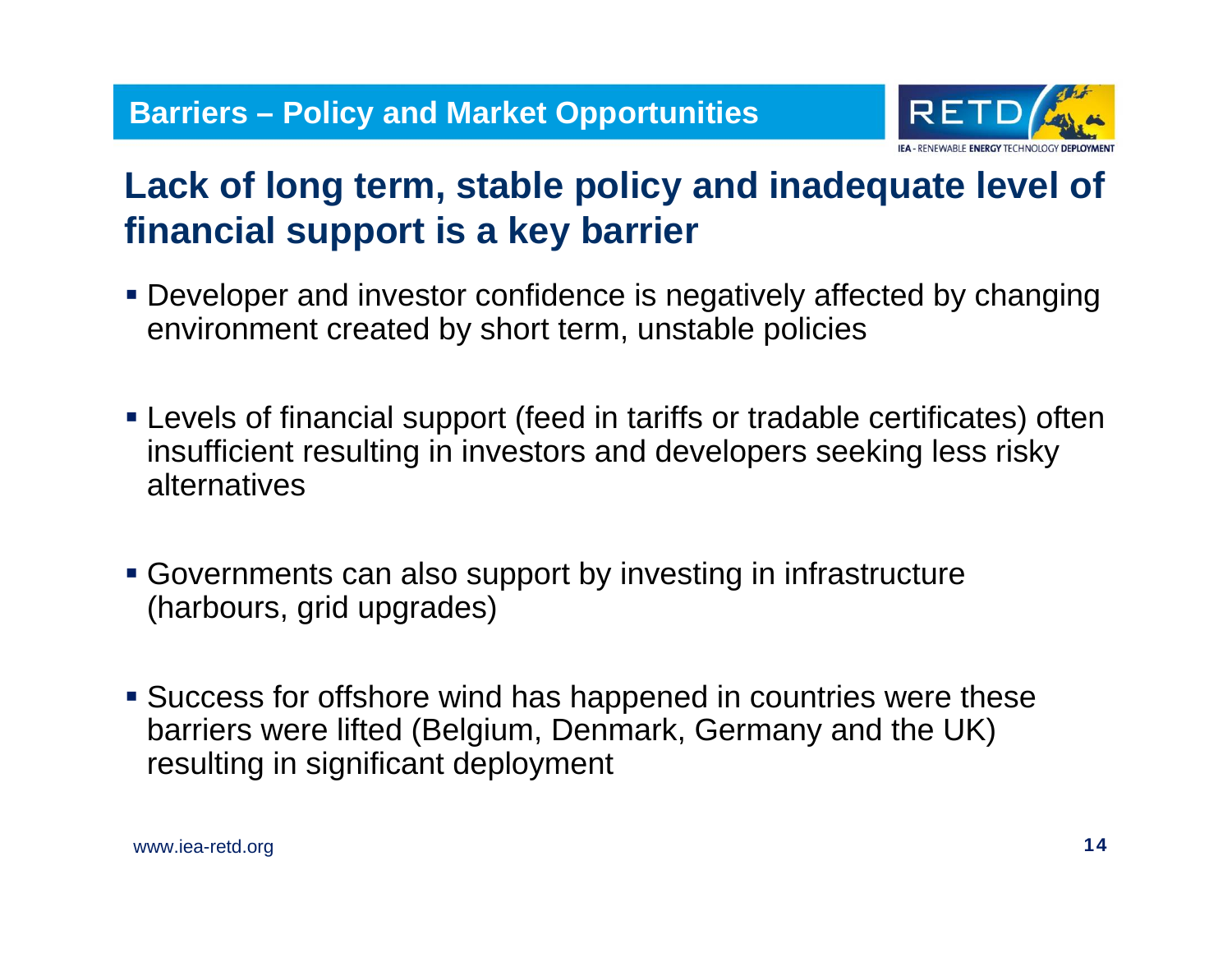## Barriers – Policy and Market Opportunities

# Lack of long term, stable policy and inadequate level of financial support is a key barrier

- Developer and investor confidence is negatively affected by changing environment created by short term, unstable policies
- Levels of financial support (feed in tariffs or tradable certificates) often insufficient resulting in investors and developers seeking less risky alternatives
- Governments can also support by investing in infrastructure (harbours, grid upgrades)
- Success for offshore wind has happened in countries were these barriers were lifted (Belgium, Denmark, Germany and the UK) resulting in significant deployment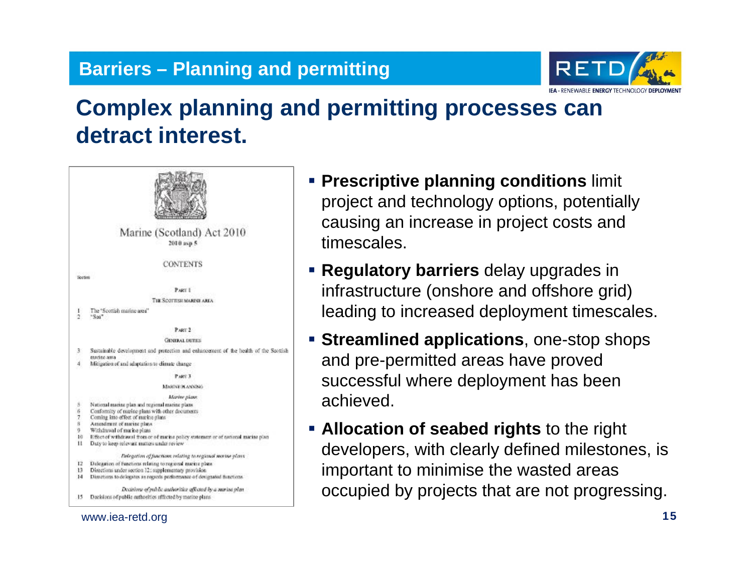## Barriers – Planning and permitting

# Complex planning and permitting processes can detract interest.

Marine (Scotland) Act 2010
2010 asp 5

CONTENTS

Section

PART 1
THE SCOTTISH MARINE AREA

1 The "Scottish marine area"
2 "Sea"

PART 2
GENERAL DUTIES

3 Sustainable development and protection and enhancement of the health of the Scottish marine area
4 Mitigation of and adaptation to climate change

PART 3
MARINE PLANNING

*Marine plans*

5 National marine plan and regional marine plans
6 Conformity of marine plans with other documents
7 Coming into effect of marine plans
8 Amendment of marine plans
9 Withdrawal of marine plans
10 Effect of withdrawal from or of marine policy statement or of national marine plan
11 Duty to keep relevant matters under review

*Delegation of functions relating to regional marine plans*

12 Delegation of functions relating to regional marine plans
13 Directions under section 12: supplementary provision
14 Directions to delegates as regards performance of designated functions

*Decisions of public authorities affected by a marine plan*

15 Decisions of public authorities affected by marine plans

- **Prescriptive planning conditions** limit project and technology options, potentially causing an increase in project costs and timescales.
- **Regulatory barriers** delay upgrades in infrastructure (onshore and offshore grid) leading to increased deployment timescales.
- **Streamlined applications**, one-stop shops and pre-permitted areas have proved successful where deployment has been achieved.
- **Allocation of seabed rights** to the right developers, with clearly defined milestones, is important to minimise the wasted areas occupied by projects that are not progressing.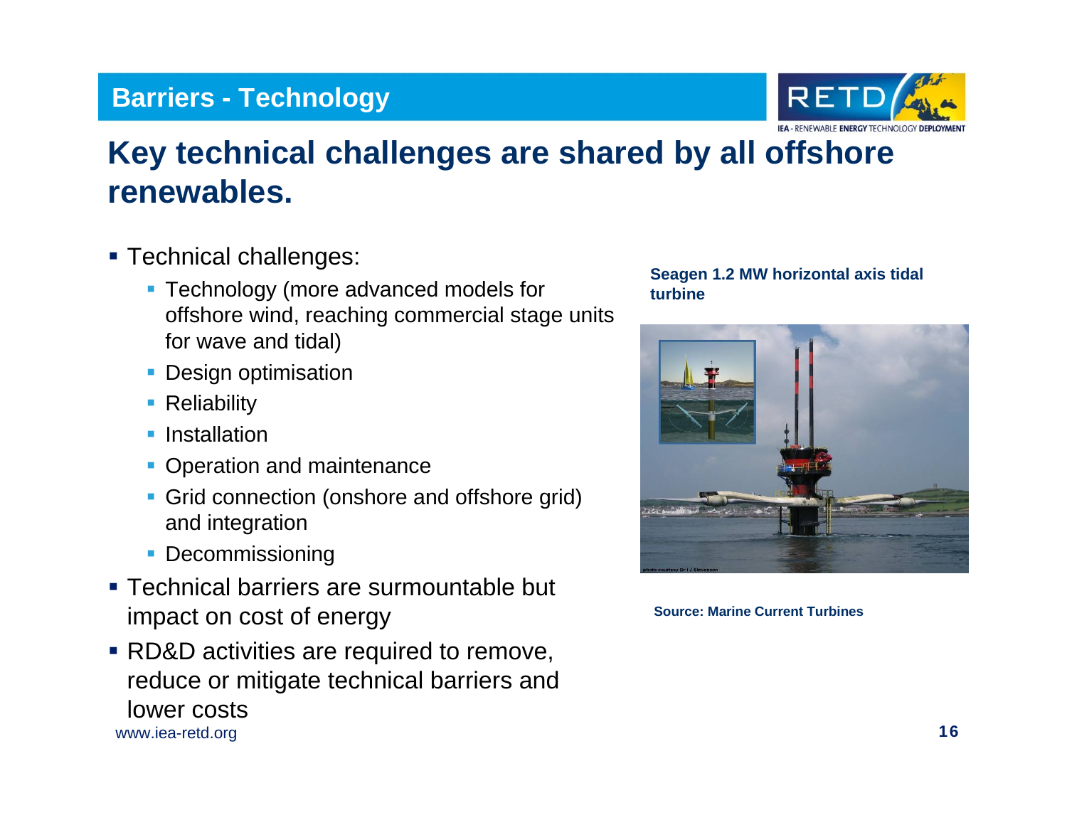## Barriers - Technology

# Key technical challenges are shared by all offshore renewables.

- Technical challenges:
  - Technology (more advanced models for offshore wind, reaching commercial stage units for wave and tidal)
  - Design optimisation
  - Reliability
  - Installation
  - Operation and maintenance
  - Grid connection (onshore and offshore grid) and integration
  - Decommissioning
- Technical barriers are surmountable but impact on cost of energy
- RD&D activities are required to remove, reduce or mitigate technical barriers and lower costs

**Seagen 1.2 MW horizontal axis tidal turbine**

**Source: Marine Current Turbines**

www.iea-retd.org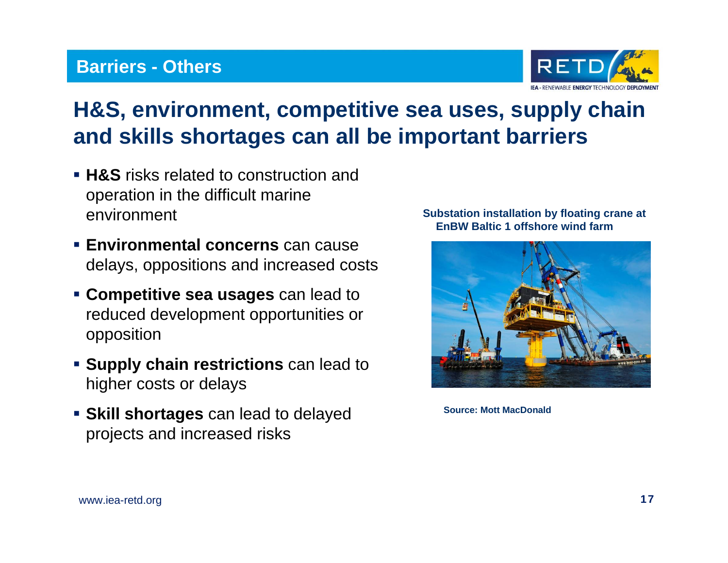## Barriers - Others

# H&S, environment, competitive sea uses, supply chain and skills shortages can all be important barriers

- **H&S** risks related to construction and operation in the difficult marine environment
- **Environmental concerns** can cause delays, oppositions and increased costs
- **Competitive sea usages** can lead to reduced development opportunities or opposition
- **Supply chain restrictions** can lead to higher costs or delays
- **Skill shortages** can lead to delayed projects and increased risks

**Substation installation by floating crane at EnBW Baltic 1 offshore wind farm**

**Source: Mott MacDonald**

www.iea-retd.org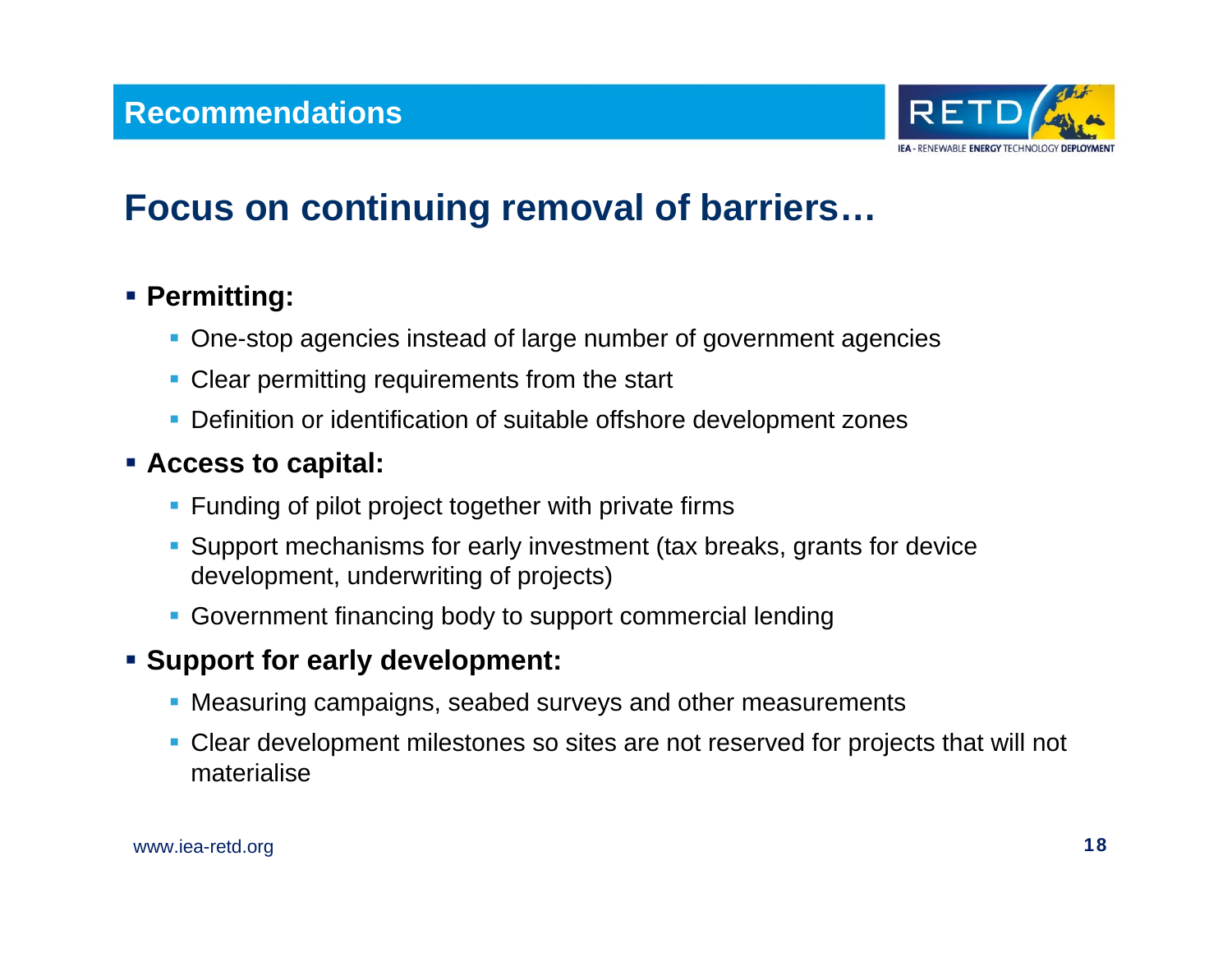## Recommendations

# Focus on continuing removal of barriers…

- **Permitting:**
  - One-stop agencies instead of large number of government agencies
  - Clear permitting requirements from the start
  - Definition or identification of suitable offshore development zones
- **Access to capital:**
  - Funding of pilot project together with private firms
  - Support mechanisms for early investment (tax breaks, grants for device development, underwriting of projects)
  - Government financing body to support commercial lending
- **Support for early development:**
  - Measuring campaigns, seabed surveys and other measurements
  - Clear development milestones so sites are not reserved for projects that will not materialise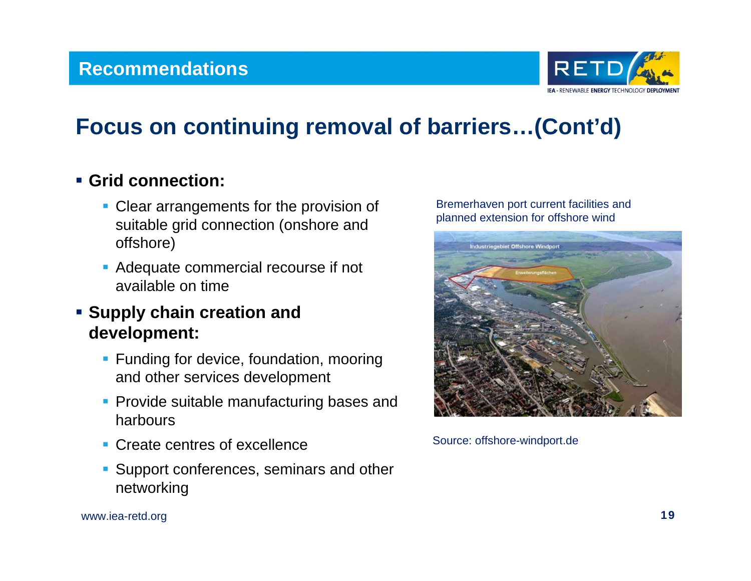## Recommendations

# Focus on continuing removal of barriers…(Cont'd)

- **Grid connection:**
  - Clear arrangements for the provision of suitable grid connection (onshore and offshore)
  - Adequate commercial recourse if not available on time
- **Supply chain creation and development:**
  - Funding for device, foundation, mooring and other services development
  - Provide suitable manufacturing bases and harbours
  - Create centres of excellence
  - Support conferences, seminars and other networking

Bremerhaven port current facilities and planned extension for offshore wind

Source: offshore-windport.de

www.iea-retd.org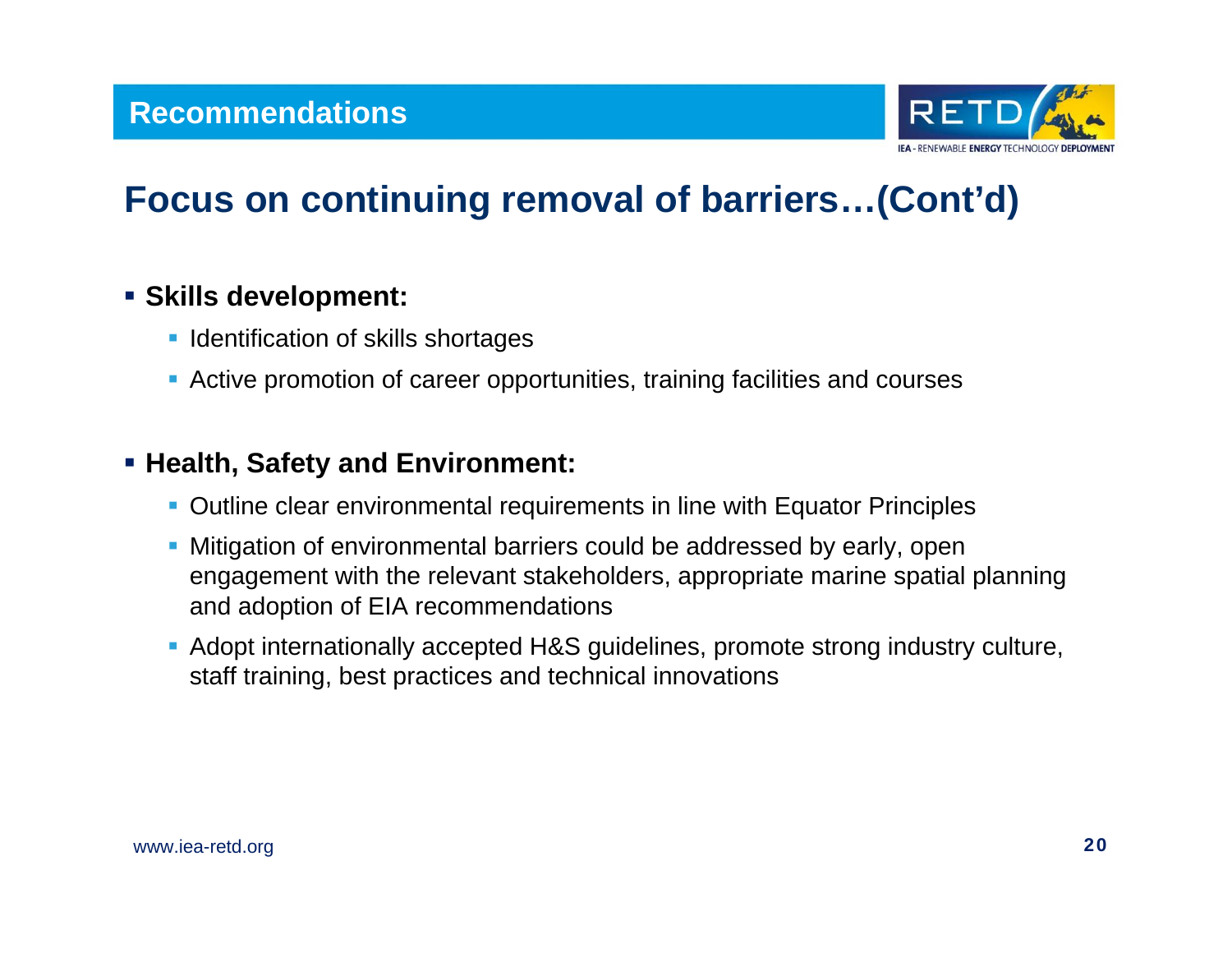## Recommendations

# Focus on continuing removal of barriers…(Cont'd)

- **Skills development:**
  - Identification of skills shortages
  - Active promotion of career opportunities, training facilities and courses

- **Health, Safety and Environment:**
  - Outline clear environmental requirements in line with Equator Principles
  - Mitigation of environmental barriers could be addressed by early, open engagement with the relevant stakeholders, appropriate marine spatial planning and adoption of EIA recommendations
  - Adopt internationally accepted H&S guidelines, promote strong industry culture, staff training, best practices and technical innovations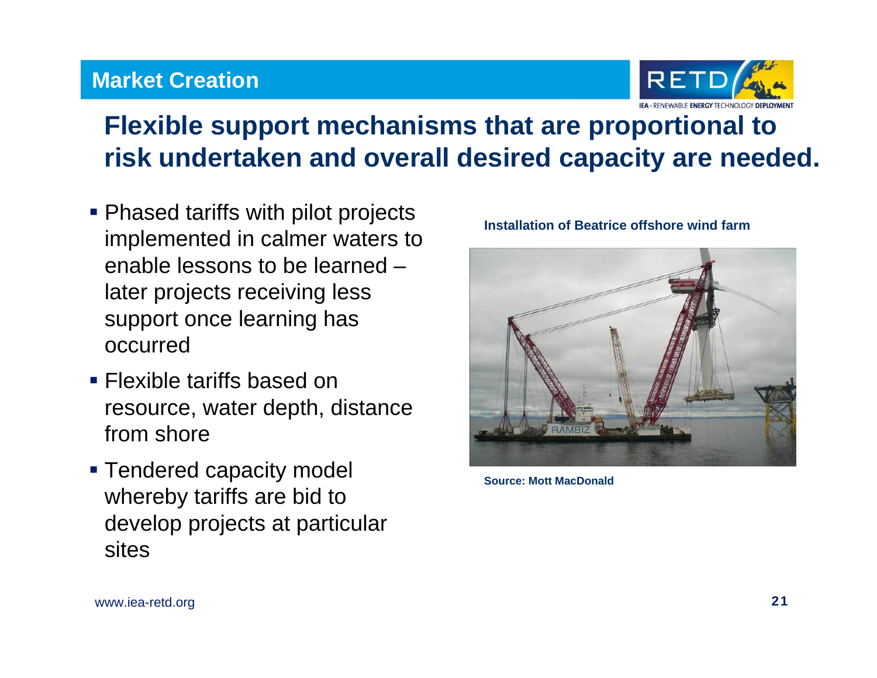## Market Creation

# Flexible support mechanisms that are proportional to risk undertaken and overall desired capacity are needed.

- Phased tariffs with pilot projects implemented in calmer waters to enable lessons to be learned – later projects receiving less support once learning has occurred
- Flexible tariffs based on resource, water depth, distance from shore
- Tendered capacity model whereby tariffs are bid to develop projects at particular sites

**Installation of Beatrice offshore wind farm**

**Source: Mott MacDonald**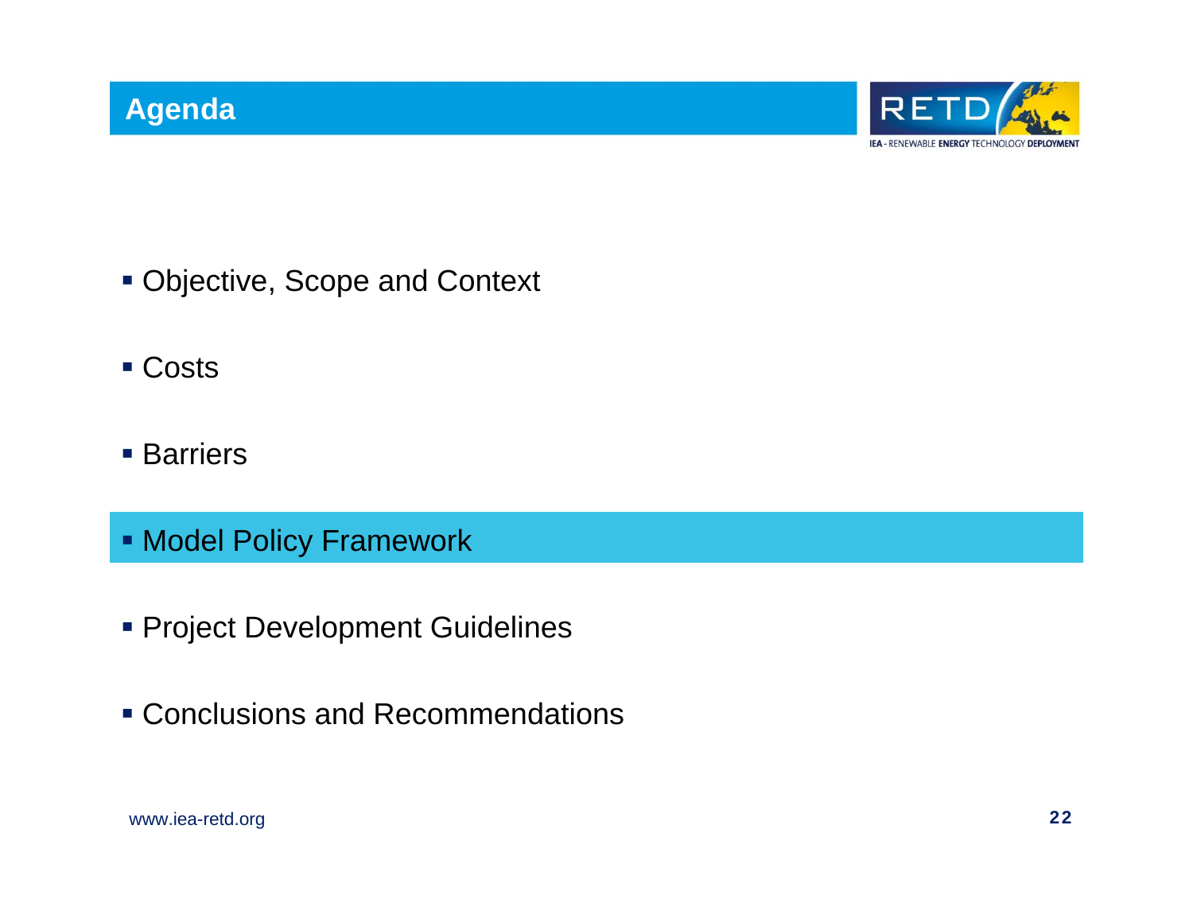# Agenda

- Objective, Scope and Context
- Costs
- Barriers
- **Model Policy Framework**
- Project Development Guidelines
- Conclusions and Recommendations

www.iea-retd.org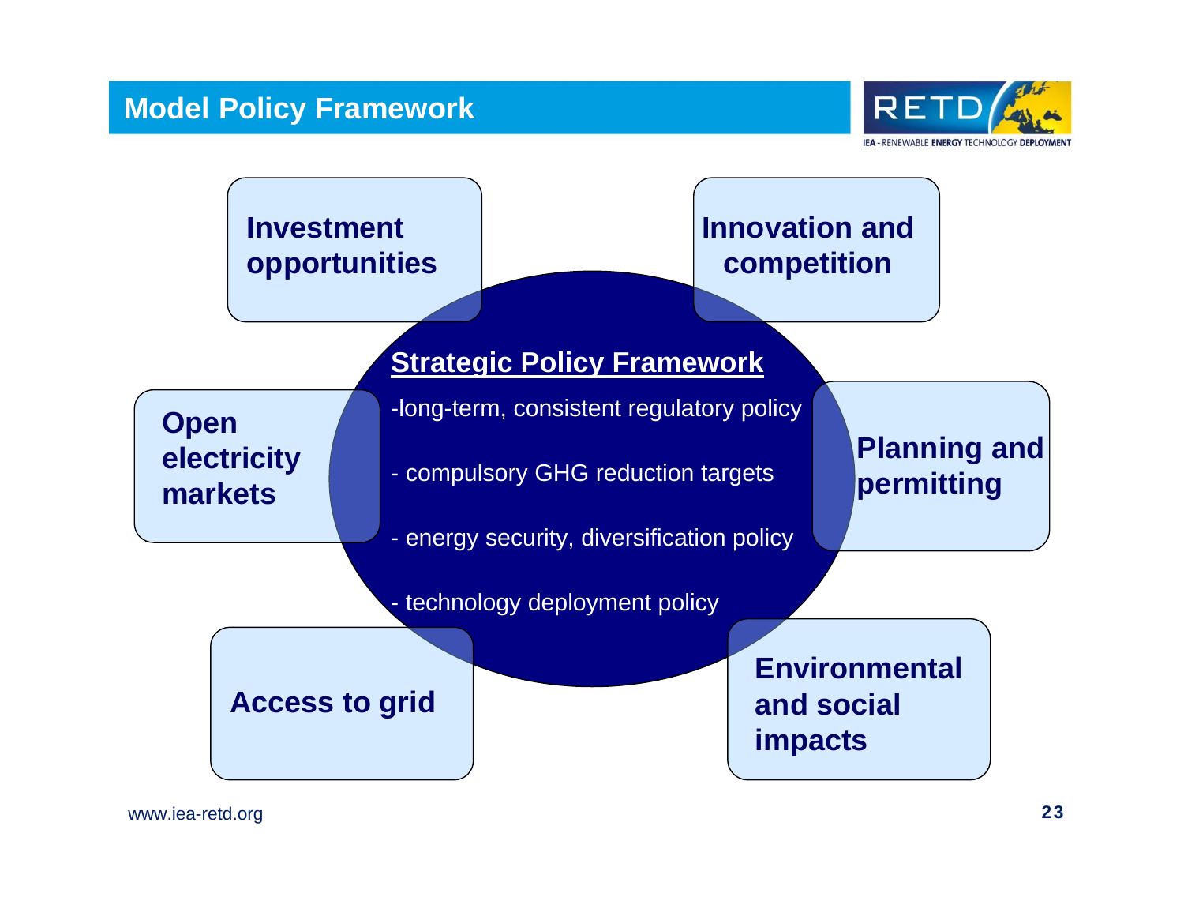# Model Policy Framework

**Strategic Policy Framework**

- long-term, consistent regulatory policy
- compulsory GHG reduction targets
- energy security, diversification policy
- technology deployment policy

**Investment opportunities**

**Innovation and competition**

**Open electricity markets**

**Planning and permitting**

**Access to grid**

**Environmental and social impacts**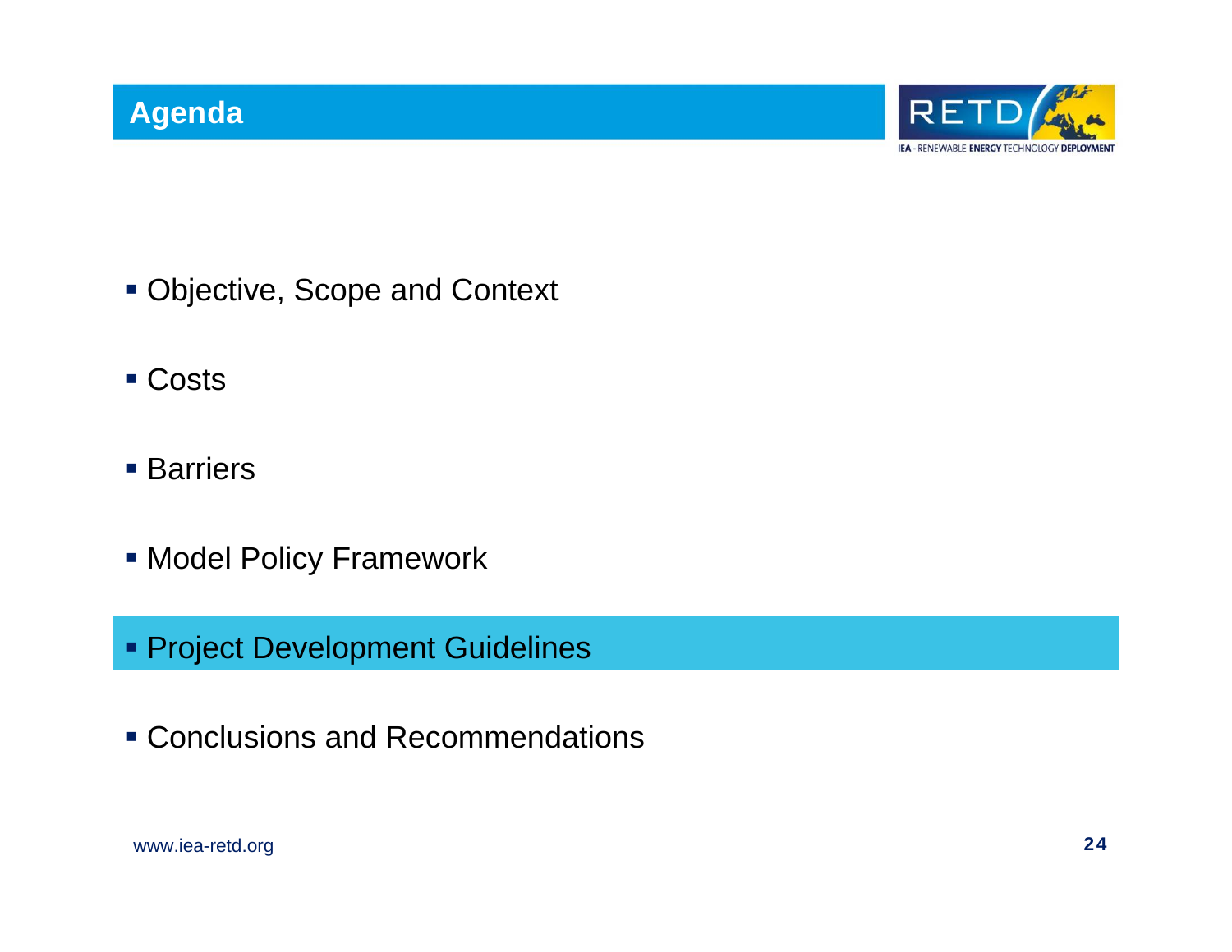# Agenda

- Objective, Scope and Context
- Costs
- Barriers
- Model Policy Framework
- Project Development Guidelines
- Conclusions and Recommendations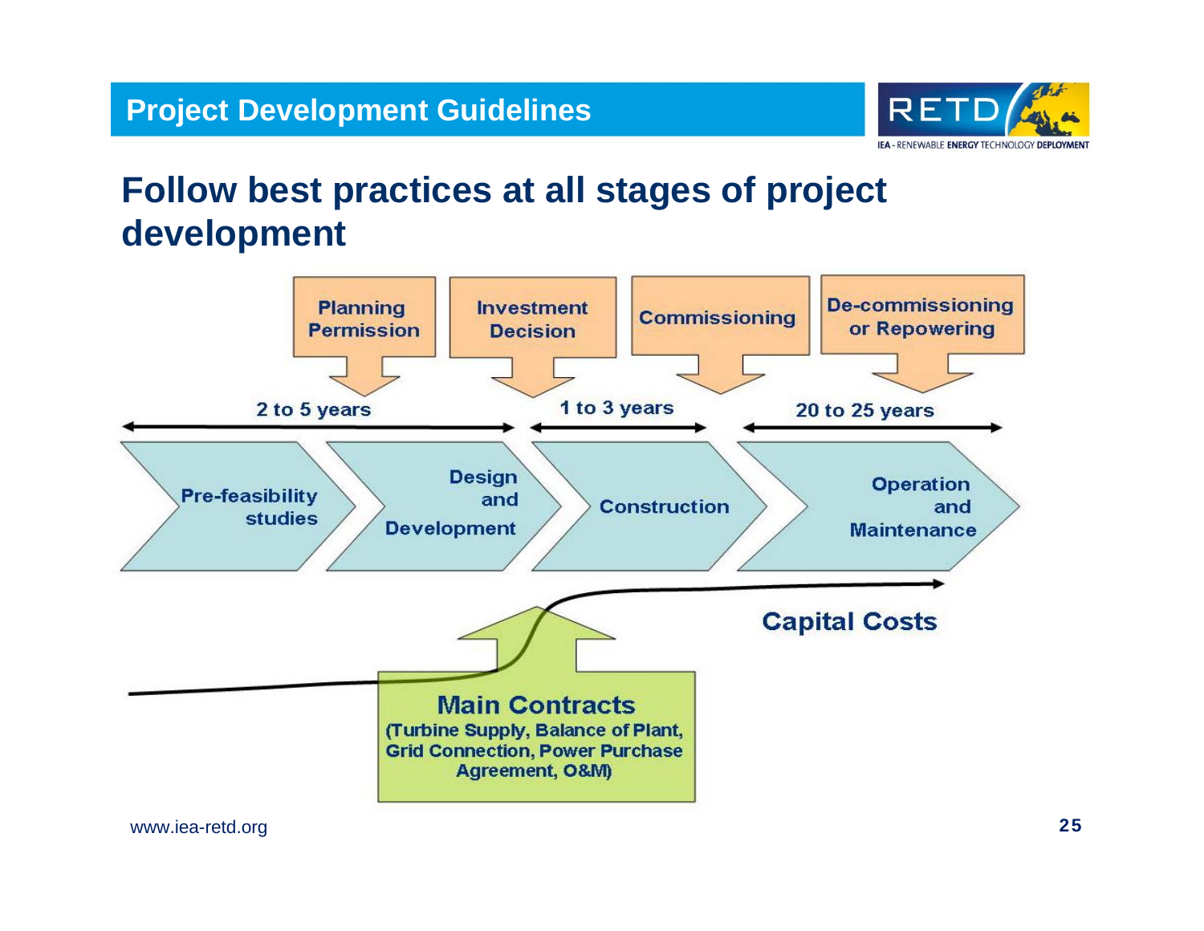## Project Development Guidelines

# Follow best practices at all stages of project development

Planning Permission

Investment Decision

Commissioning

De-commissioning or Repowering

2 to 5 years

1 to 3 years

20 to 25 years

Pre-feasibility studies

Design and Development

Construction

Operation and Maintenance

Capital Costs

**Main Contracts**
(Turbine Supply, Balance of Plant, Grid Connection, Power Purchase Agreement, O&M)

www.iea-retd.org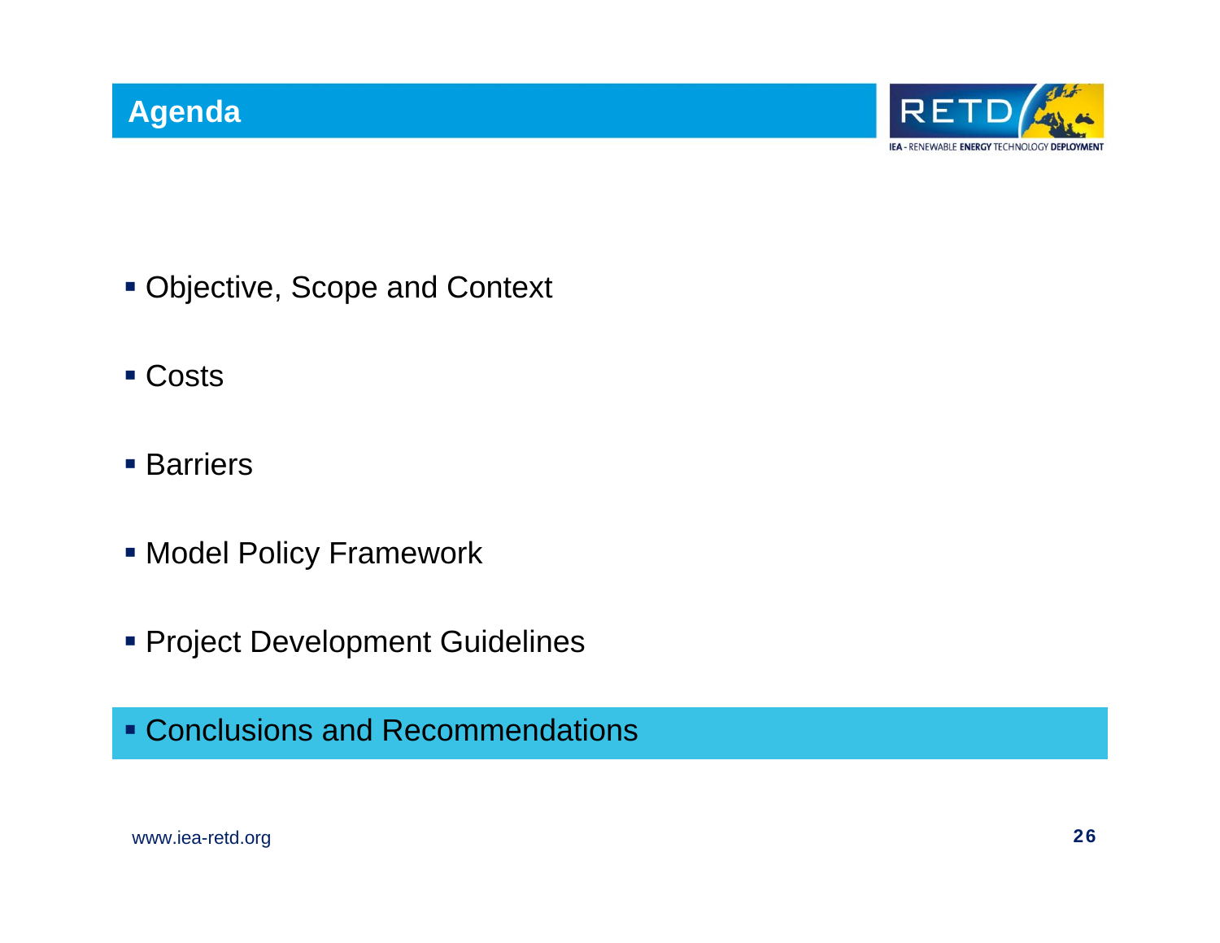# Agenda

- Objective, Scope and Context
- Costs
- Barriers
- Model Policy Framework
- Project Development Guidelines
- Conclusions and Recommendations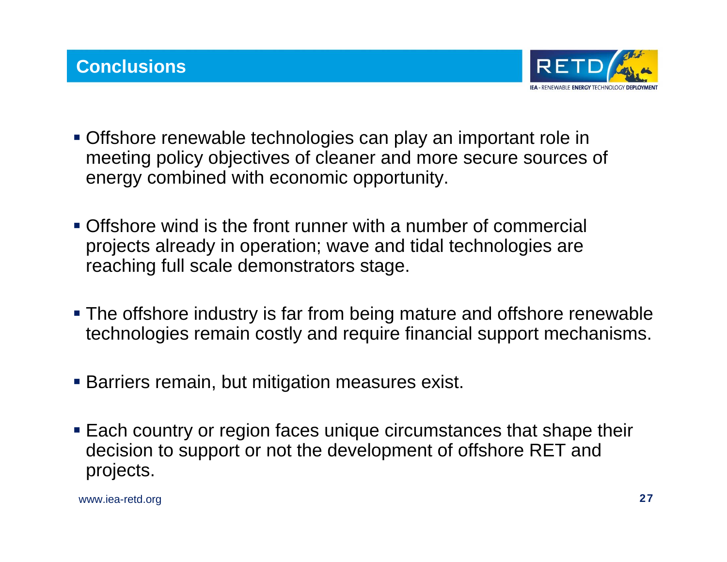## Conclusions

- Offshore renewable technologies can play an important role in meeting policy objectives of cleaner and more secure sources of energy combined with economic opportunity.
- Offshore wind is the front runner with a number of commercial projects already in operation; wave and tidal technologies are reaching full scale demonstrators stage.
- The offshore industry is far from being mature and offshore renewable technologies remain costly and require financial support mechanisms.
- Barriers remain, but mitigation measures exist.
- Each country or region faces unique circumstances that shape their decision to support or not the development of offshore RET and projects.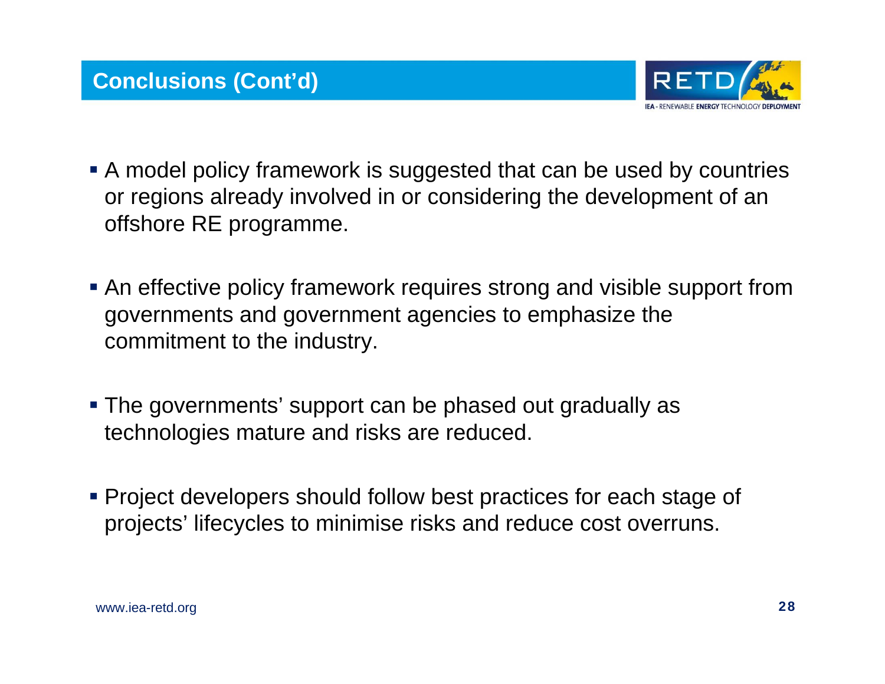## Conclusions (Cont'd)

- A model policy framework is suggested that can be used by countries or regions already involved in or considering the development of an offshore RE programme.
- An effective policy framework requires strong and visible support from governments and government agencies to emphasize the commitment to the industry.
- The governments' support can be phased out gradually as technologies mature and risks are reduced.
- Project developers should follow best practices for each stage of projects' lifecycles to minimise risks and reduce cost overruns.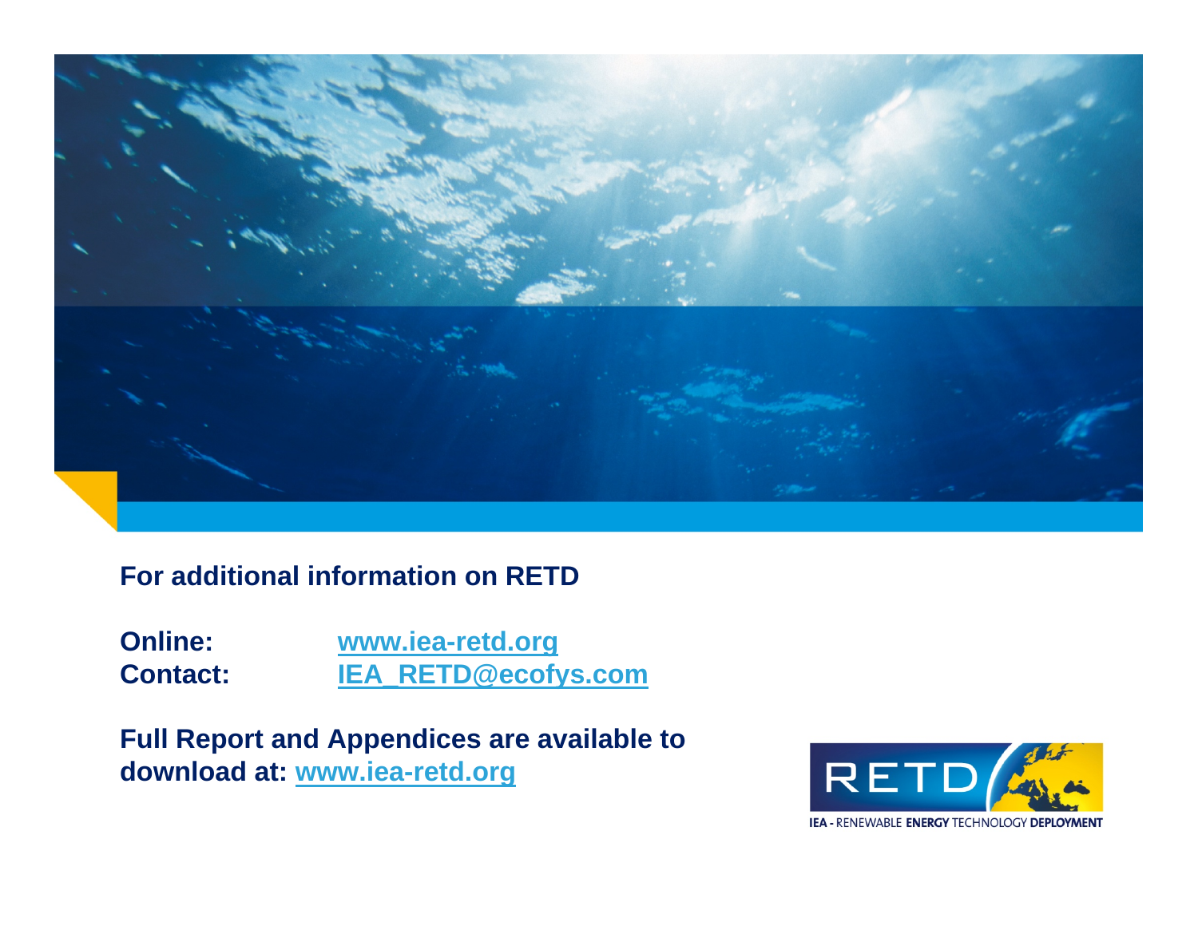**For additional information on RETD**

**Online:** **www.iea-retd.org**
**Contact:** **IEA_RETD@ecofys.com**

**Full Report and Appendices are available to download at: www.iea-retd.org**

RETD
IEA - RENEWABLE ENERGY TECHNOLOGY DEPLOYMENT